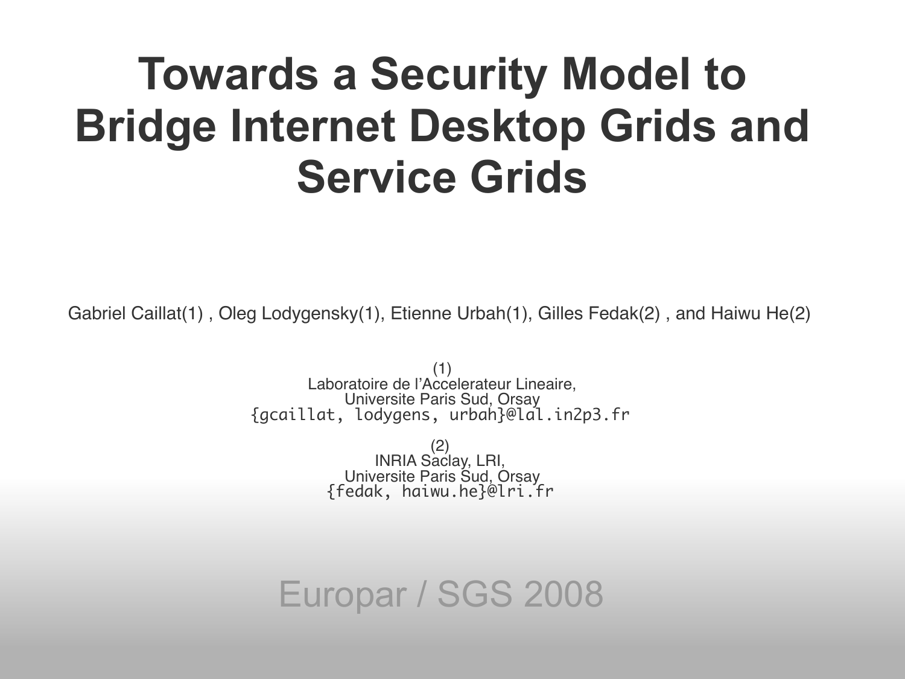# Towards a Security Model to Bridge Internet Desktop Grids and Service Grids

Gabriel Caillat(1) , Oleg Lodygensky(1), Etienne Urbah(1), Gilles Fedak(2) , and Haiwu He(2)

(1)
Laboratoire de l'Accelerateur Lineaire,
Universite Paris Sud, Orsay
{gcaillat, lodygens, urbah}@lal.in2p3.fr

(2)
INRIA Saclay, LRI,
Universite Paris Sud, Orsay
{fedak, haiwu.he}@lri.fr

Europar / SGS 2008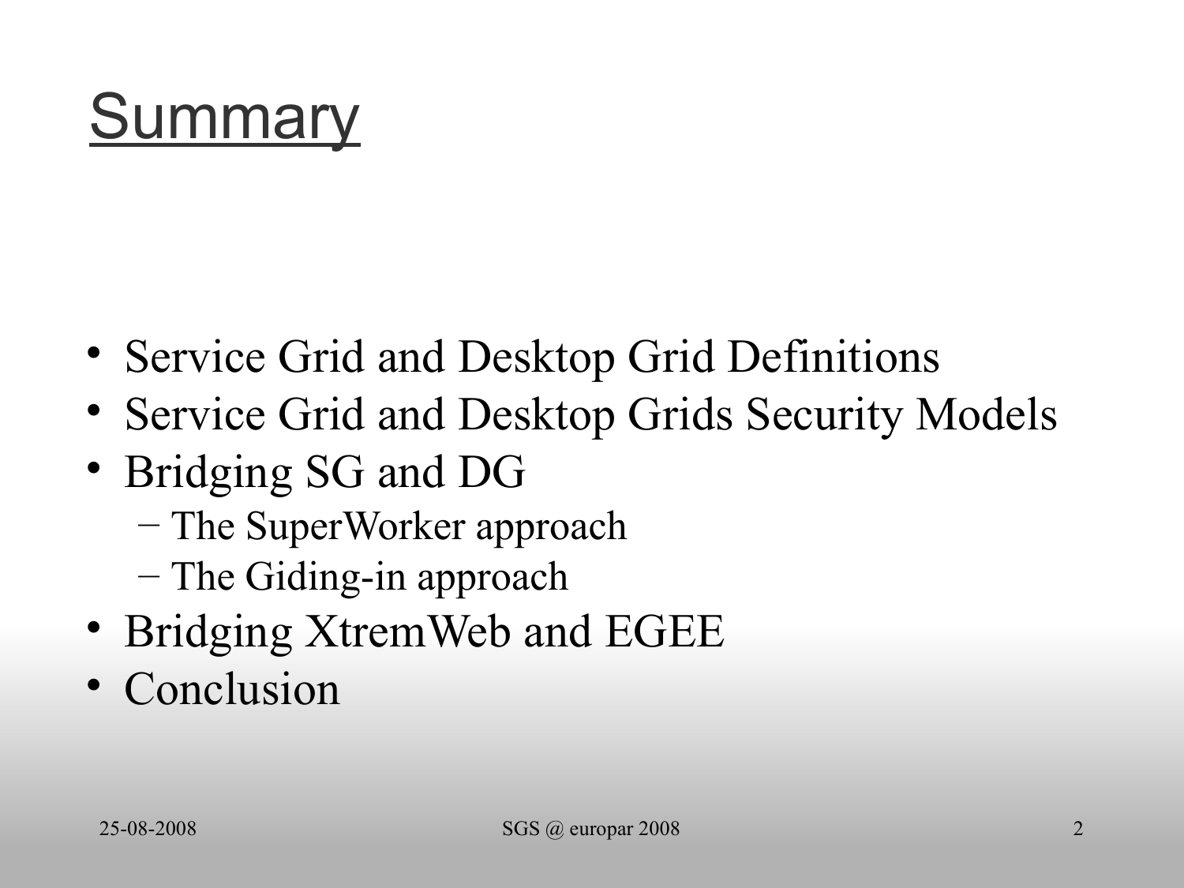# Summary

- Service Grid and Desktop Grid Definitions
- Service Grid and Desktop Grids Security Models
- Bridging SG and DG
  - The SuperWorker approach
  - The Giding-in approach
- Bridging XtremWeb and EGEE
- Conclusion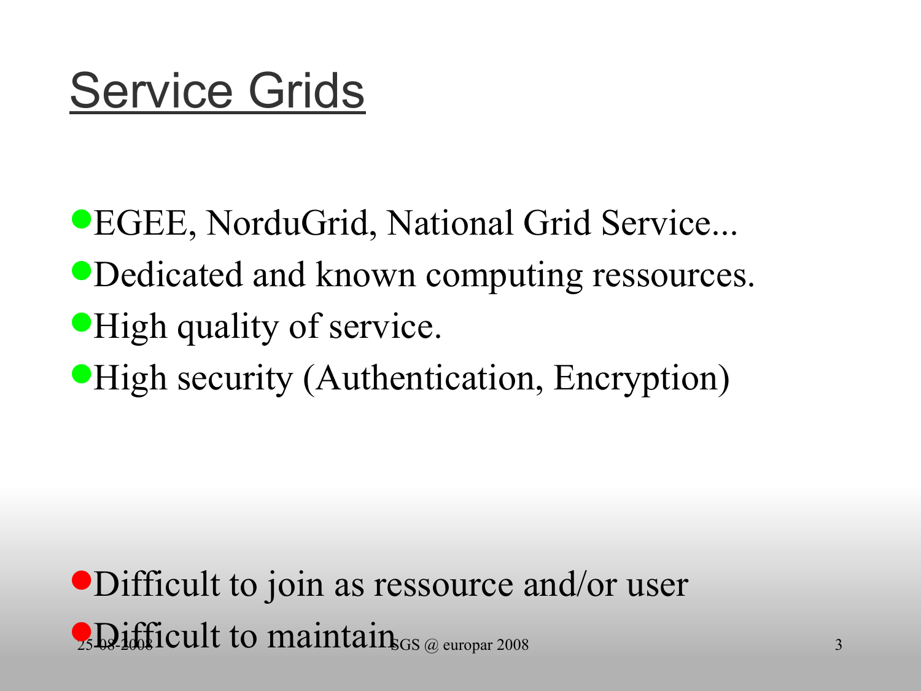# Service Grids

- EGEE, NorduGrid, National Grid Service...
- Dedicated and known computing ressources.
- High quality of service.
- High security (Authentication, Encryption)

- Difficult to join as ressource and/or user
- Difficult to maintain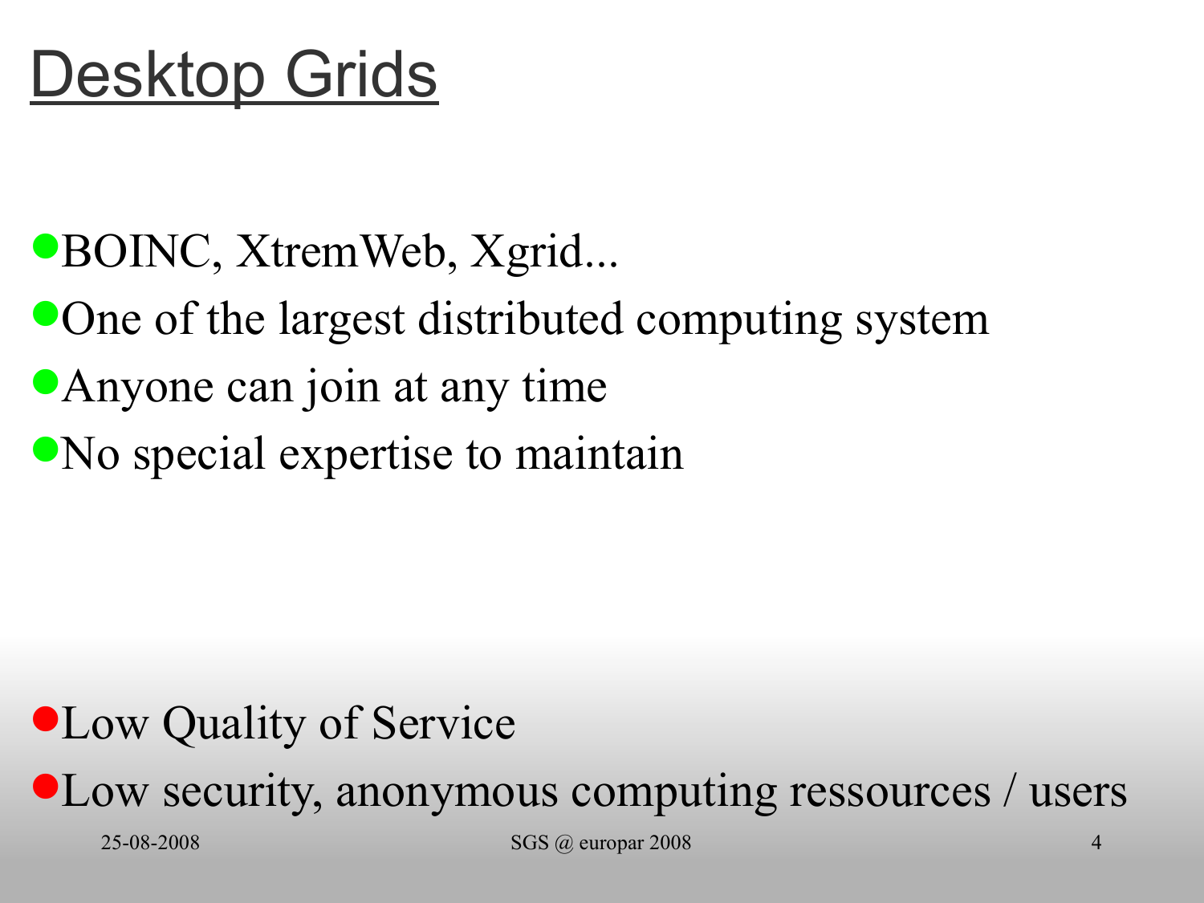# Desktop Grids

- BOINC, XtremWeb, Xgrid...
- One of the largest distributed computing system
- Anyone can join at any time
- No special expertise to maintain

- Low Quality of Service
- Low security, anonymous computing ressources / users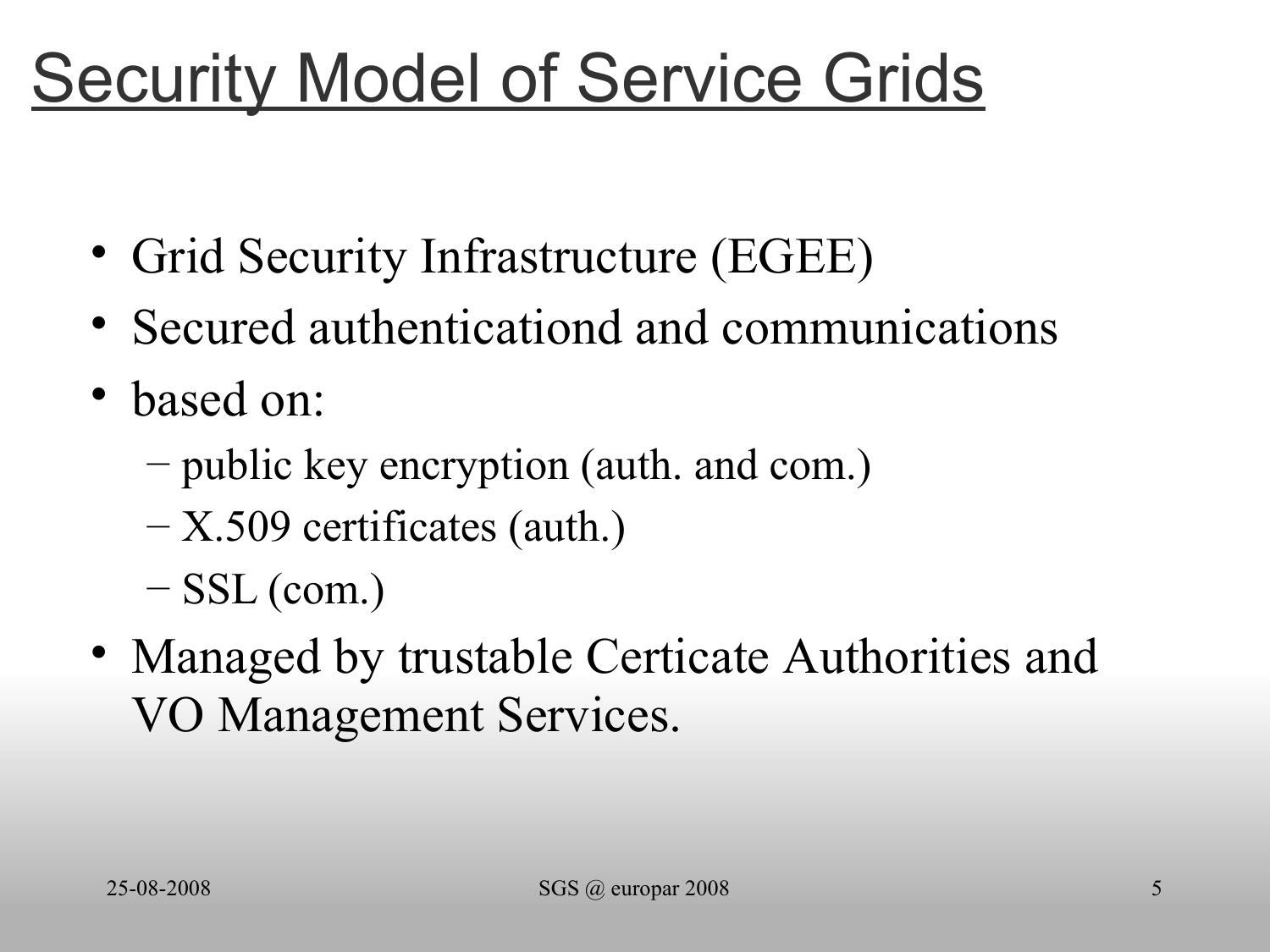# Security Model of Service Grids

- Grid Security Infrastructure (EGEE)
- Secured authenticationd and communications
- based on:
  - public key encryption (auth. and com.)
  - X.509 certificates (auth.)
  - SSL (com.)
- Managed by trustable Certicate Authorities and VO Management Services.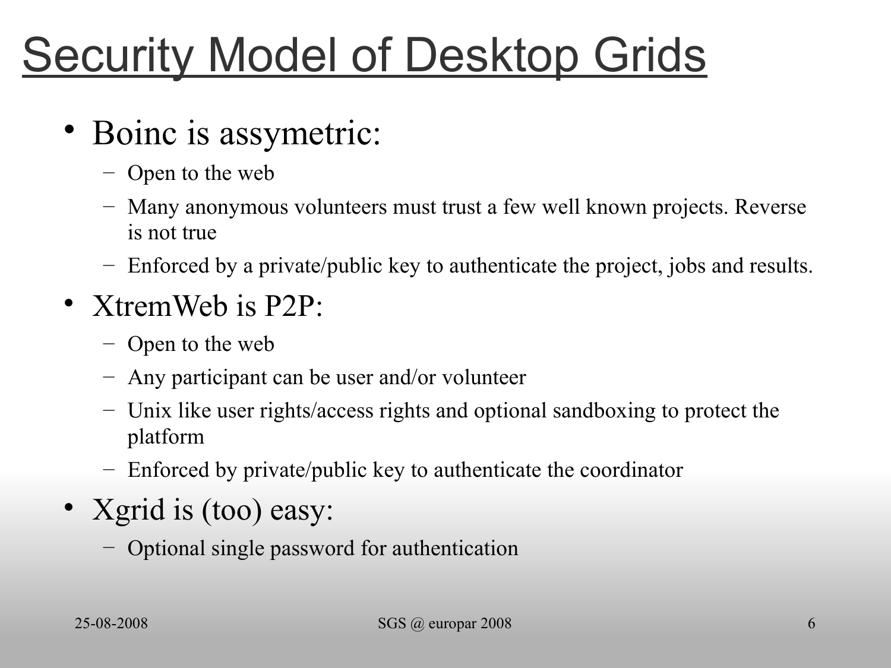# Security Model of Desktop Grids

- Boinc is assymetric:
  - Open to the web
  - Many anonymous volunteers must trust a few well known projects. Reverse is not true
  - Enforced by a private/public key to authenticate the project, jobs and results.
- XtremWeb is P2P:
  - Open to the web
  - Any participant can be user and/or volunteer
  - Unix like user rights/access rights and optional sandboxing to protect the platform
  - Enforced by private/public key to authenticate the coordinator
- Xgrid is (too) easy:
  - Optional single password for authentication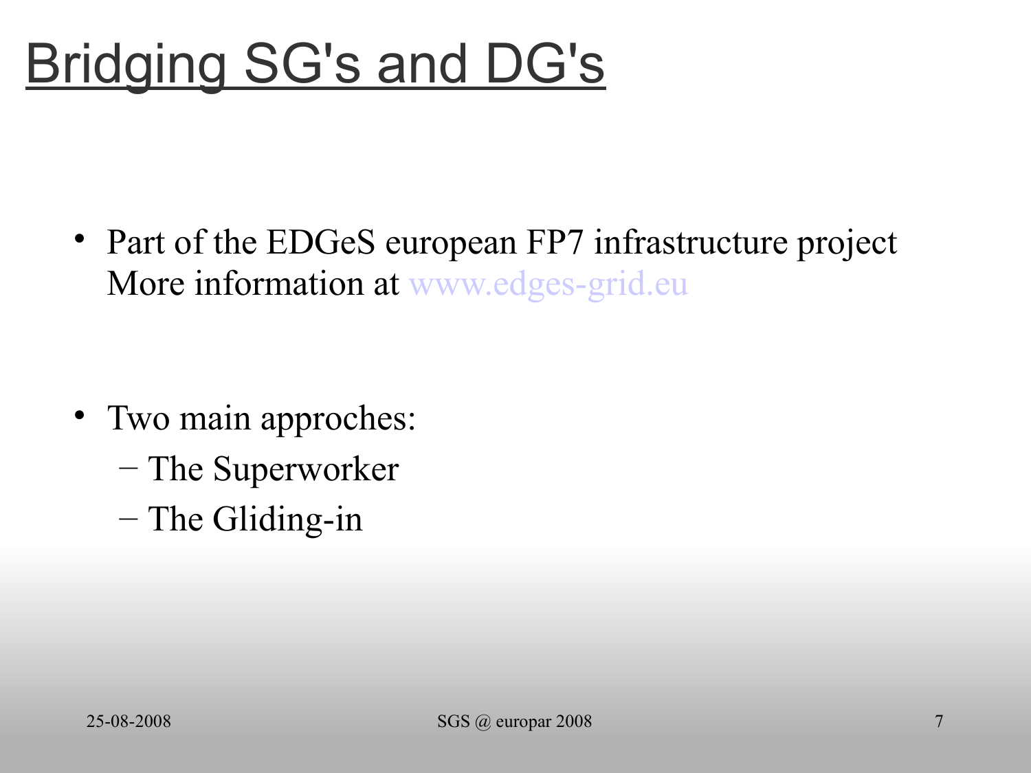# Bridging SG's and DG's

- Part of the EDGeS european FP7 infrastructure project
  More information at www.edges-grid.eu

- Two main approches:
  - The Superworker
  - The Gliding-in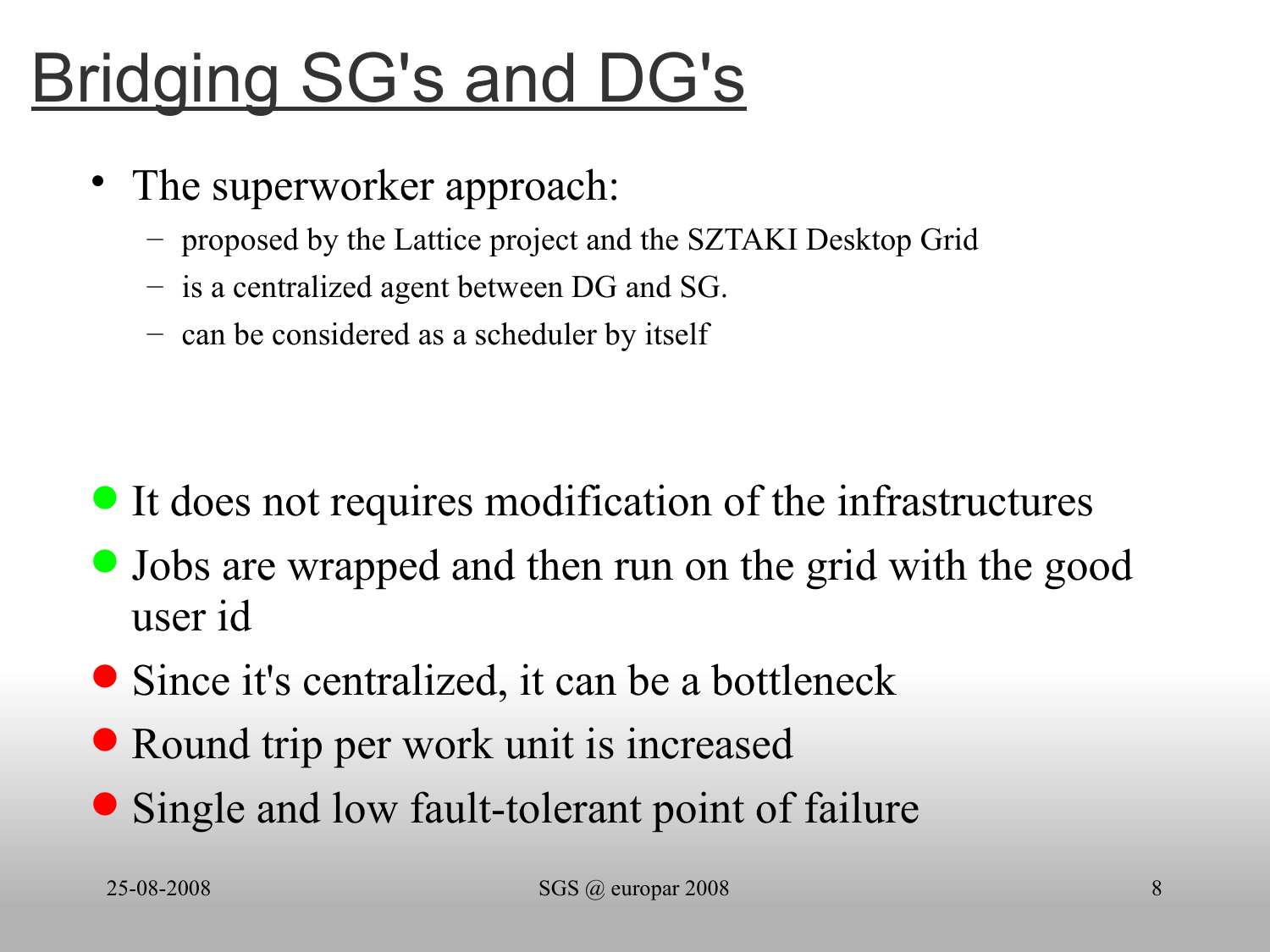# Bridging SG's and DG's

- The superworker approach:
  - proposed by the Lattice project and the SZTAKI Desktop Grid
  - is a centralized agent between DG and SG.
  - can be considered as a scheduler by itself

- It does not requires modification of the infrastructures
- Jobs are wrapped and then run on the grid with the good user id
- Since it's centralized, it can be a bottleneck
- Round trip per work unit is increased
- Single and low fault-tolerant point of failure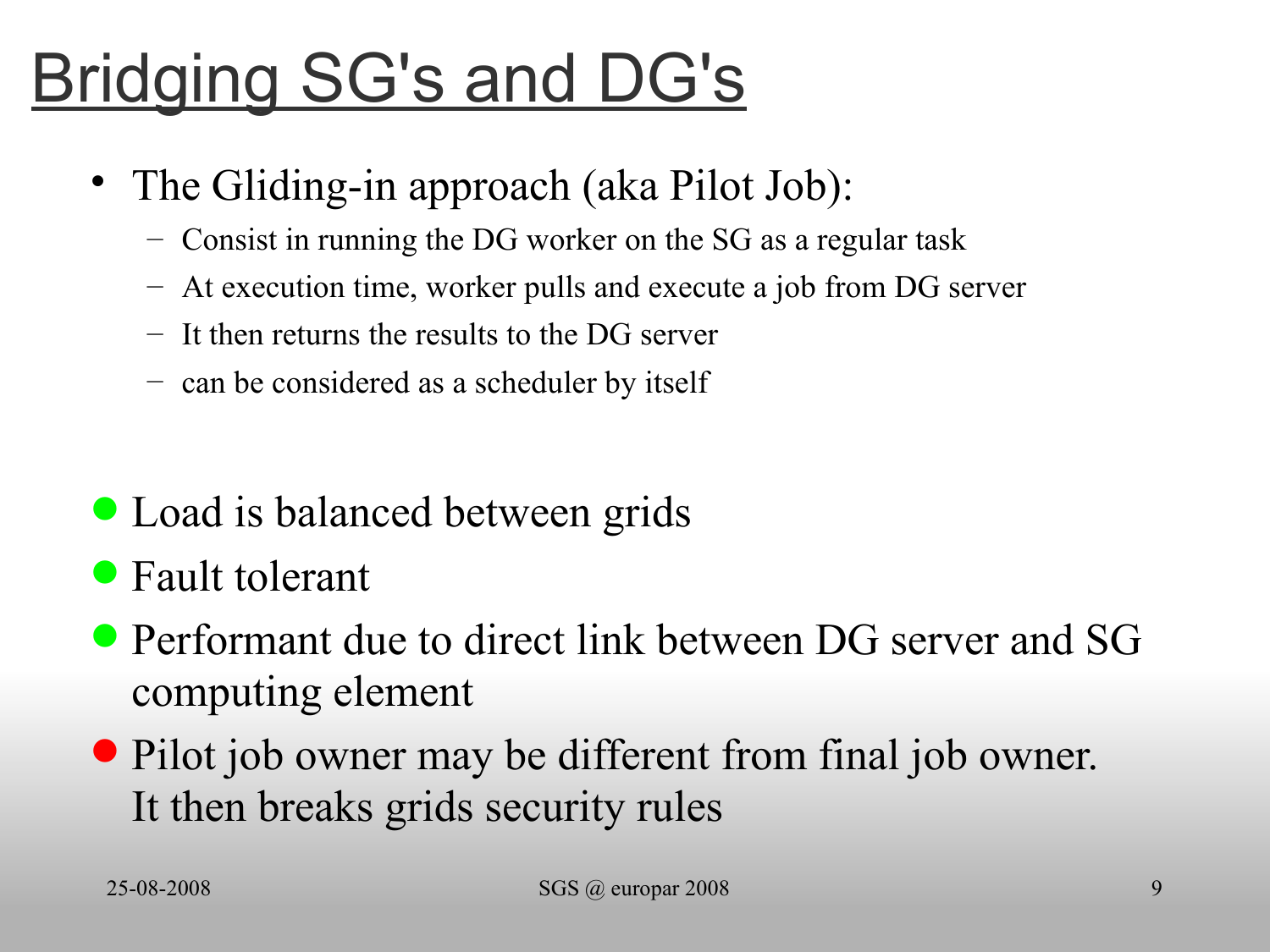# Bridging SG's and DG's

- The Gliding-in approach (aka Pilot Job):
  - Consist in running the DG worker on the SG as a regular task
  - At execution time, worker pulls and execute a job from DG server
  - It then returns the results to the DG server
  - can be considered as a scheduler by itself

- Load is balanced between grids
- Fault tolerant
- Performant due to direct link between DG server and SG computing element
- Pilot job owner may be different from final job owner. It then breaks grids security rules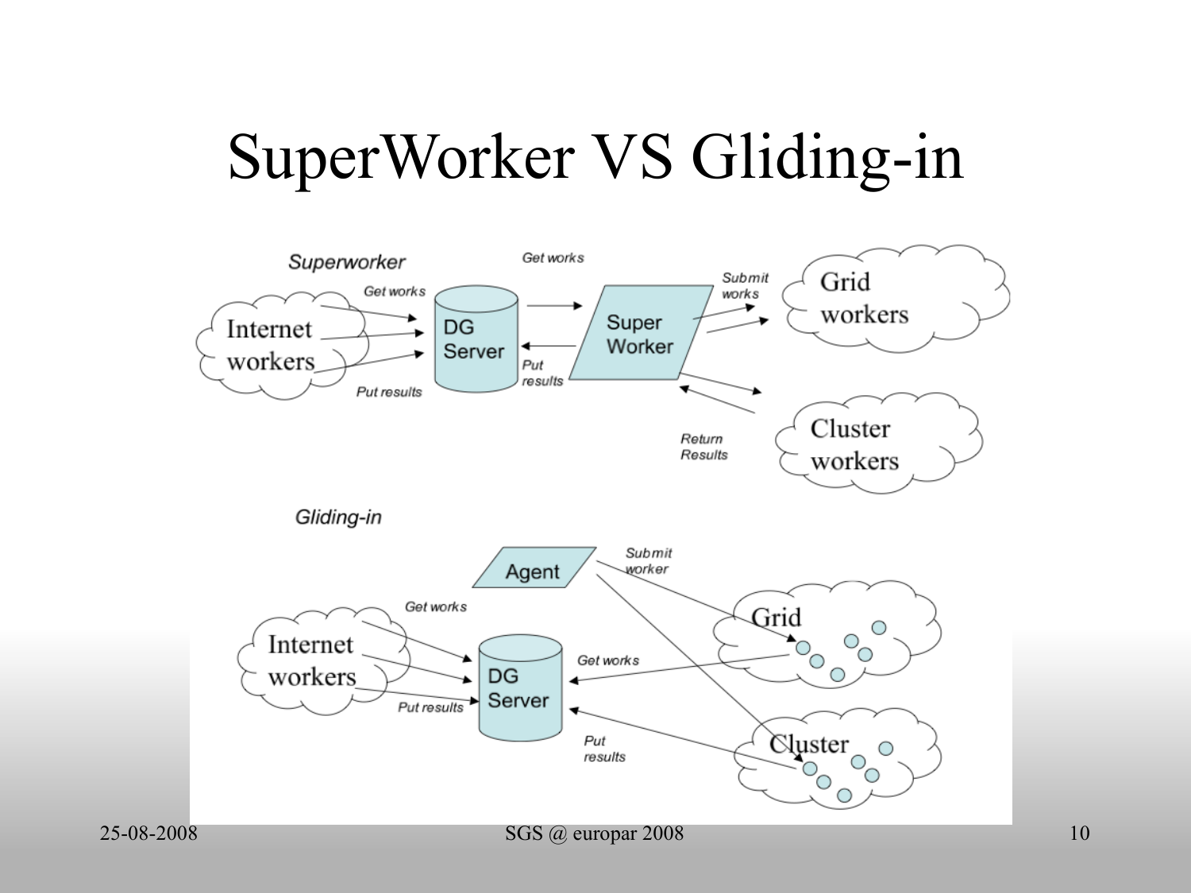# SuperWorker VS Gliding-in

*Superworker*

Internet workers — Get works → DG Server; Put results → DG Server

Super Worker — Get works from DG Server; Put results to DG Server

Super Worker — Submit works → Grid workers, Cluster workers

Grid workers / Cluster workers — Return Results → Super Worker

*Gliding-in*

Agent — Submit worker → Grid, Cluster

Internet workers — Get works → DG Server; Put results → DG Server

Grid — Get works → DG Server

Cluster — Put results → DG Server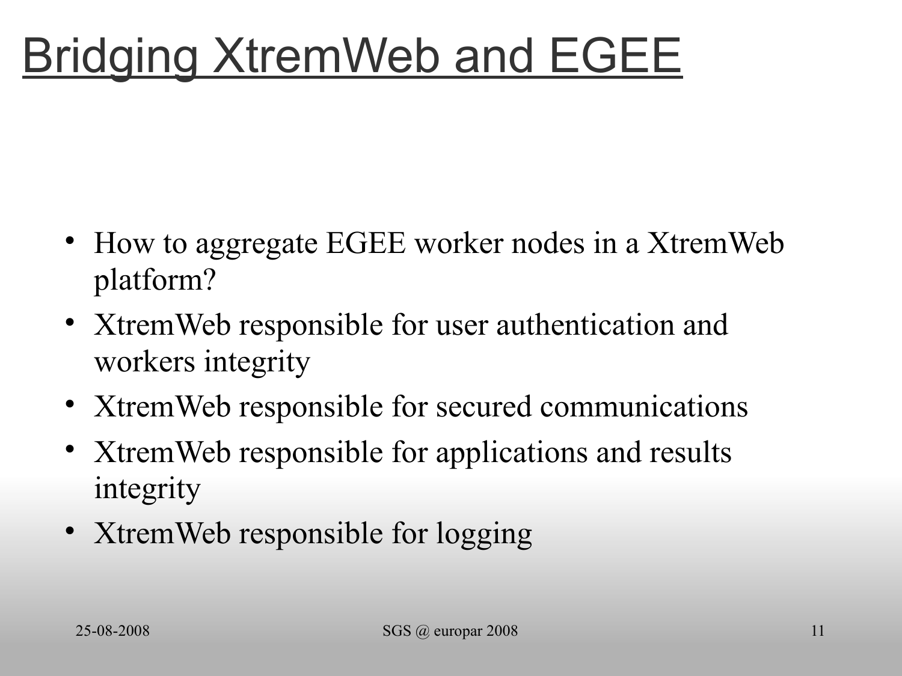# Bridging XtremWeb and EGEE

- How to aggregate EGEE worker nodes in a XtremWeb platform?
- XtremWeb responsible for user authentication and workers integrity
- XtremWeb responsible for secured communications
- XtremWeb responsible for applications and results integrity
- XtremWeb responsible for logging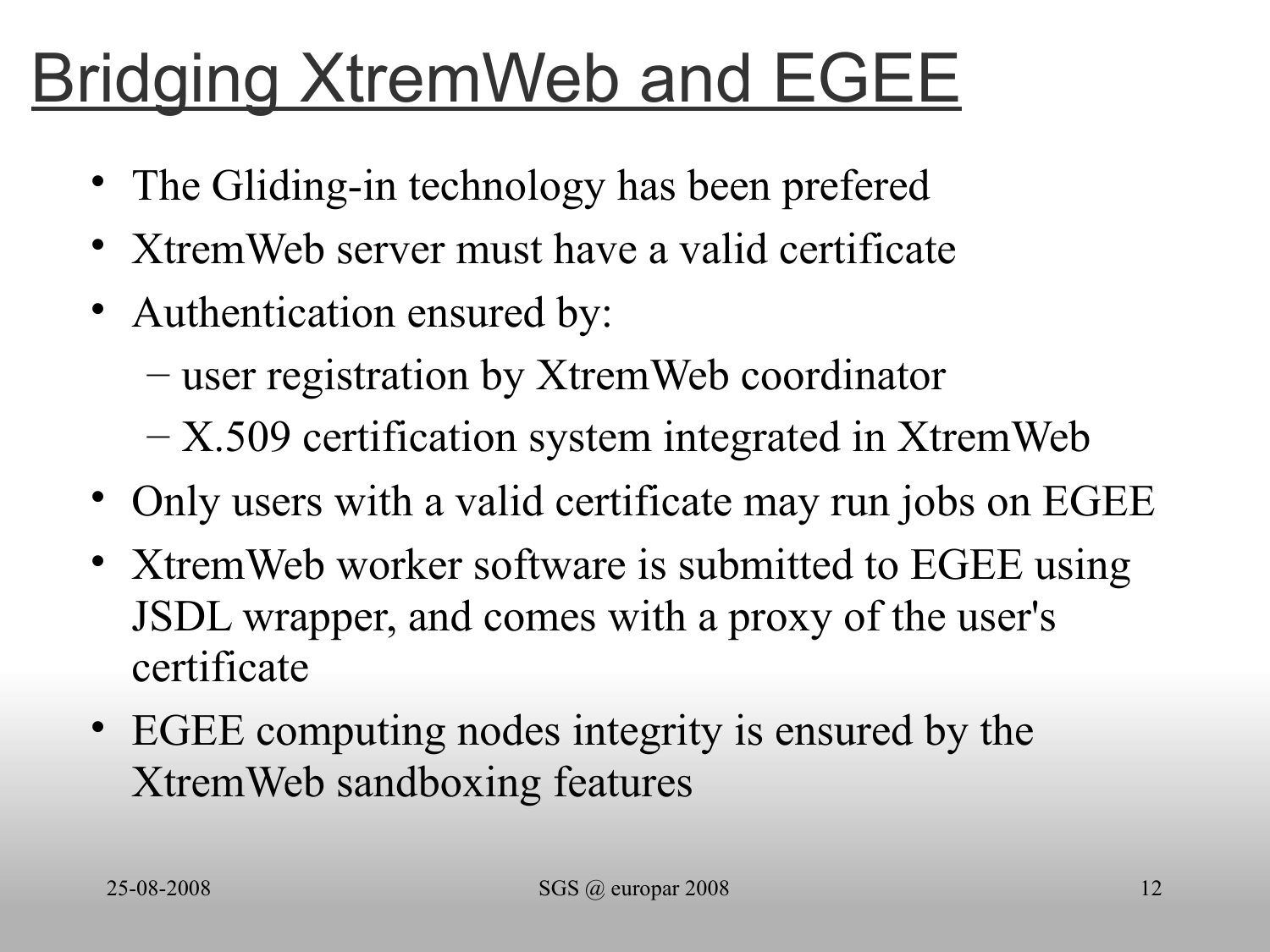# Bridging XtremWeb and EGEE

- The Gliding-in technology has been prefered
- XtremWeb server must have a valid certificate
- Authentication ensured by:
  - user registration by XtremWeb coordinator
  - X.509 certification system integrated in XtremWeb
- Only users with a valid certificate may run jobs on EGEE
- XtremWeb worker software is submitted to EGEE using JSDL wrapper, and comes with a proxy of the user's certificate
- EGEE computing nodes integrity is ensured by the XtremWeb sandboxing features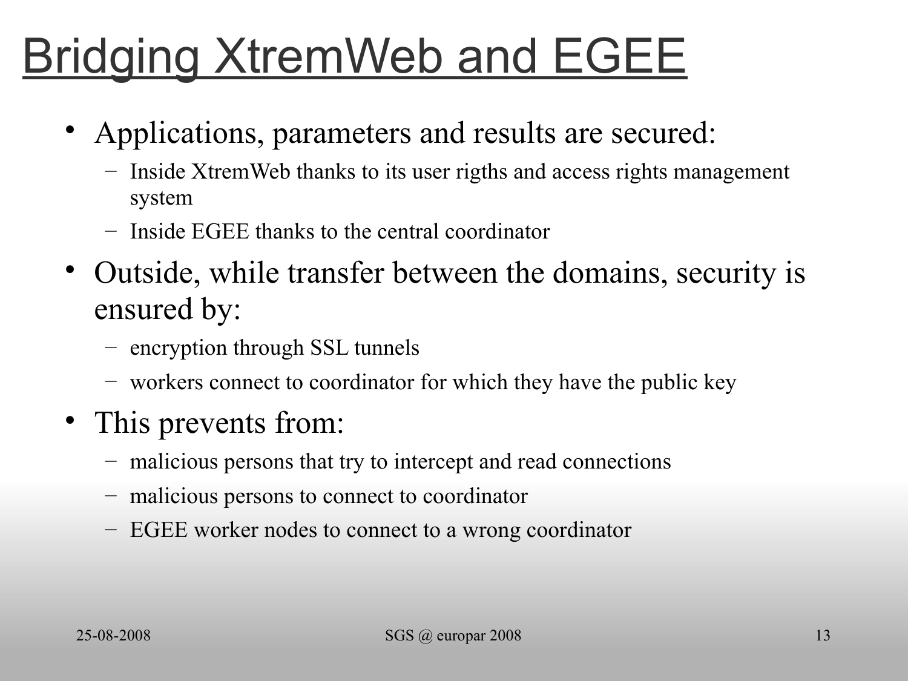# Bridging XtremWeb and EGEE

- Applications, parameters and results are secured:
  - Inside XtremWeb thanks to its user rigths and access rights management system
  - Inside EGEE thanks to the central coordinator
- Outside, while transfer between the domains, security is ensured by:
  - encryption through SSL tunnels
  - workers connect to coordinator for which they have the public key
- This prevents from:
  - malicious persons that try to intercept and read connections
  - malicious persons to connect to coordinator
  - EGEE worker nodes to connect to a wrong coordinator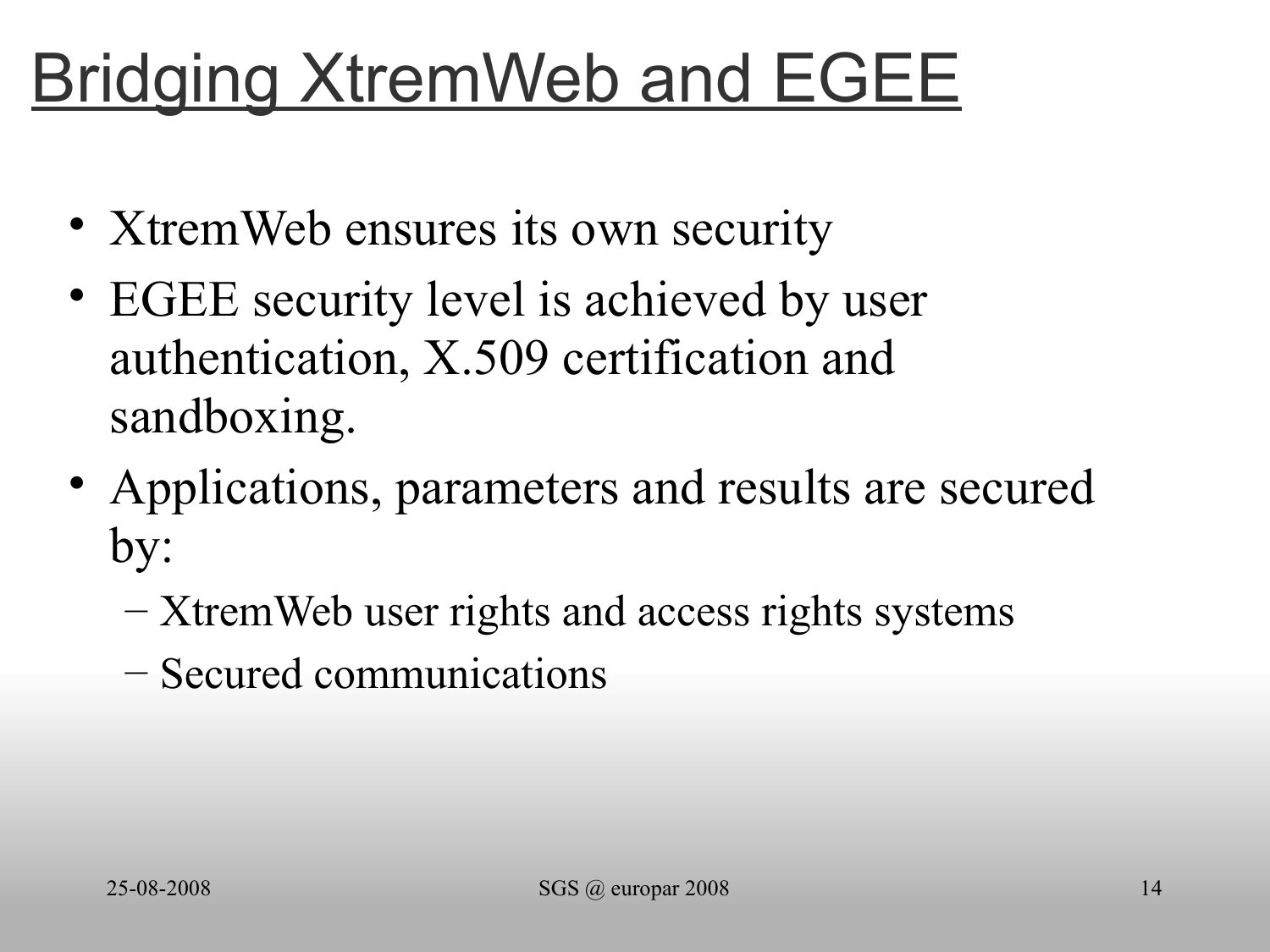# Bridging XtremWeb and EGEE

- XtremWeb ensures its own security
- EGEE security level is achieved by user authentication, X.509 certification and sandboxing.
- Applications, parameters and results are secured by:
  - XtremWeb user rights and access rights systems
  - Secured communications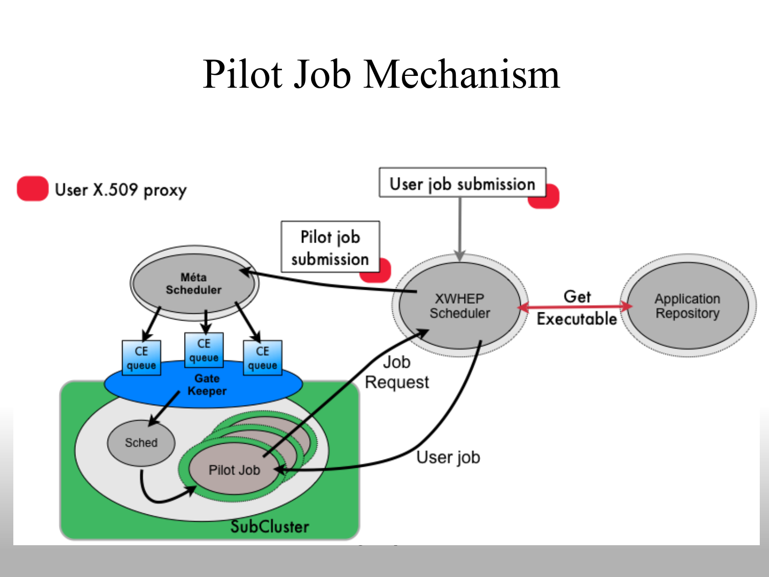# Pilot Job Mechanism

User X.509 proxy

User job submission

Pilot job submission

Méta Scheduler

XWHEP Scheduler

Get Executable

Application Repository

CE queue

CE queue

CE queue

Gate Keeper

Job Request

Sched

Pilot Job

User job

SubCluster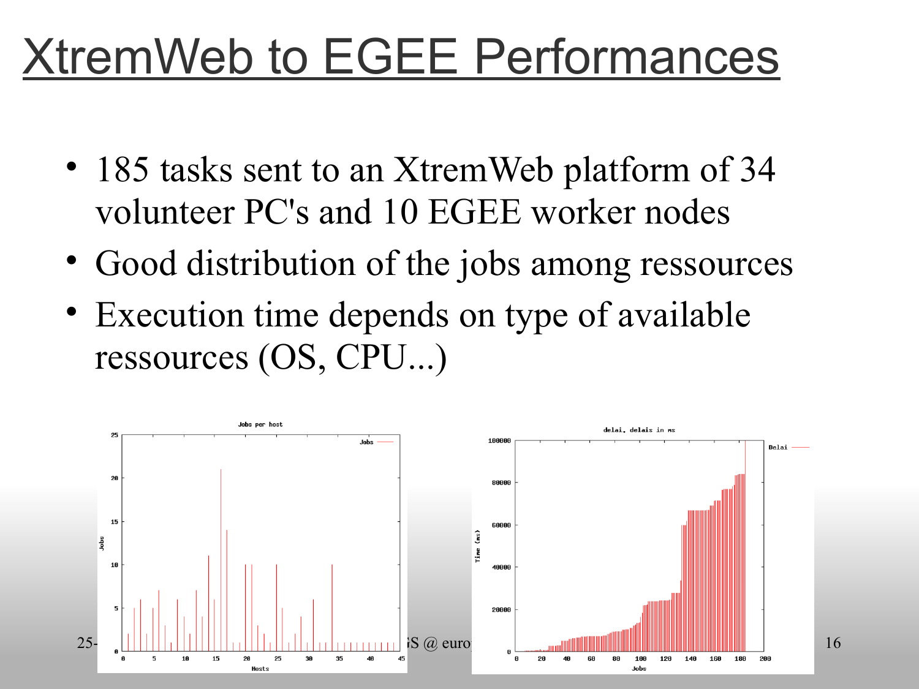# XtremWeb to EGEE Performances

- 185 tasks sent to an XtremWeb platform of 34 volunteer PC's and 10 EGEE worker nodes
- Good distribution of the jobs among ressources
- Execution time depends on type of available ressources (OS, CPU...)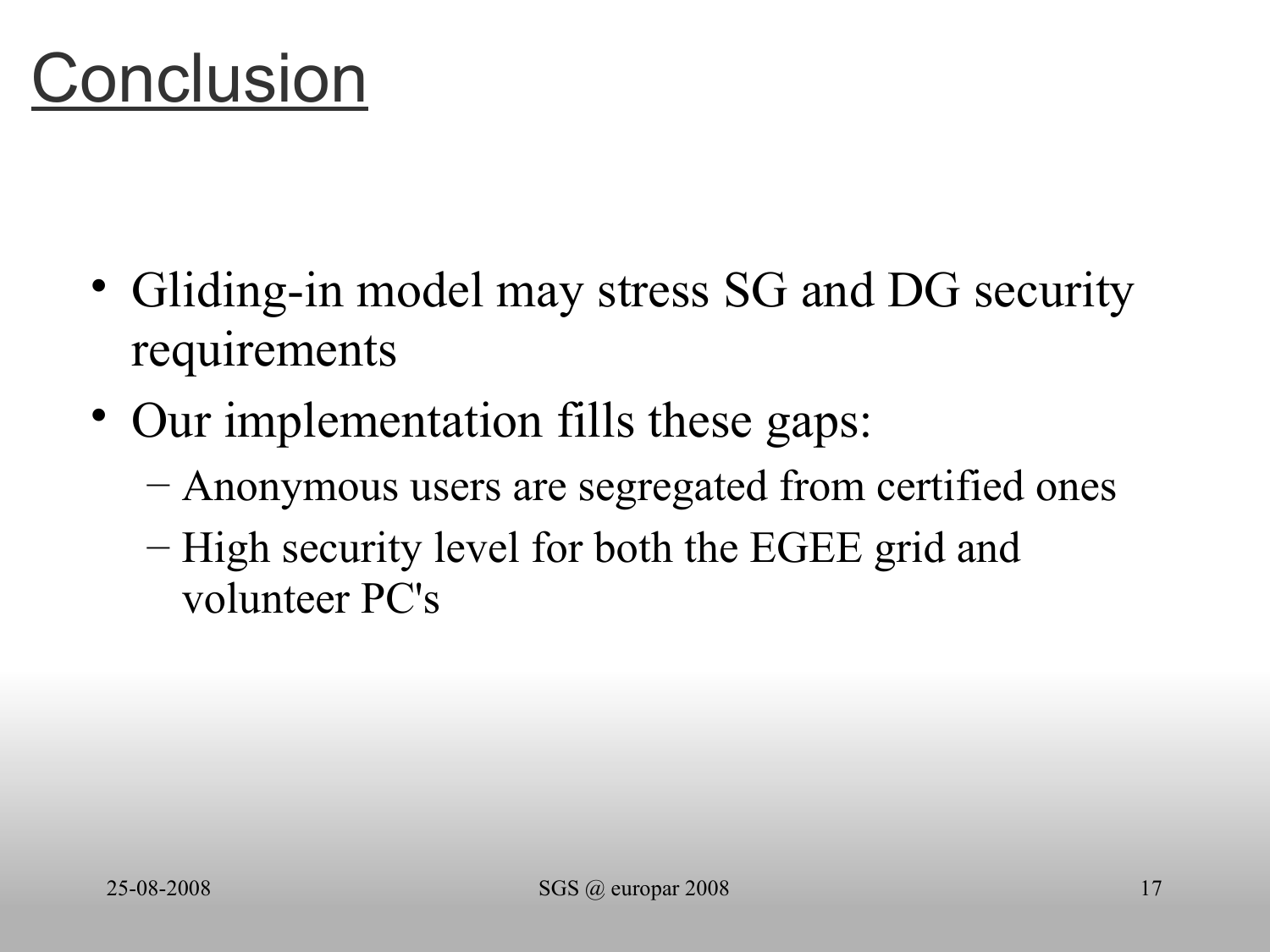# Conclusion

- Gliding-in model may stress SG and DG security requirements
- Our implementation fills these gaps:
  - Anonymous users are segregated from certified ones
  - High security level for both the EGEE grid and volunteer PC's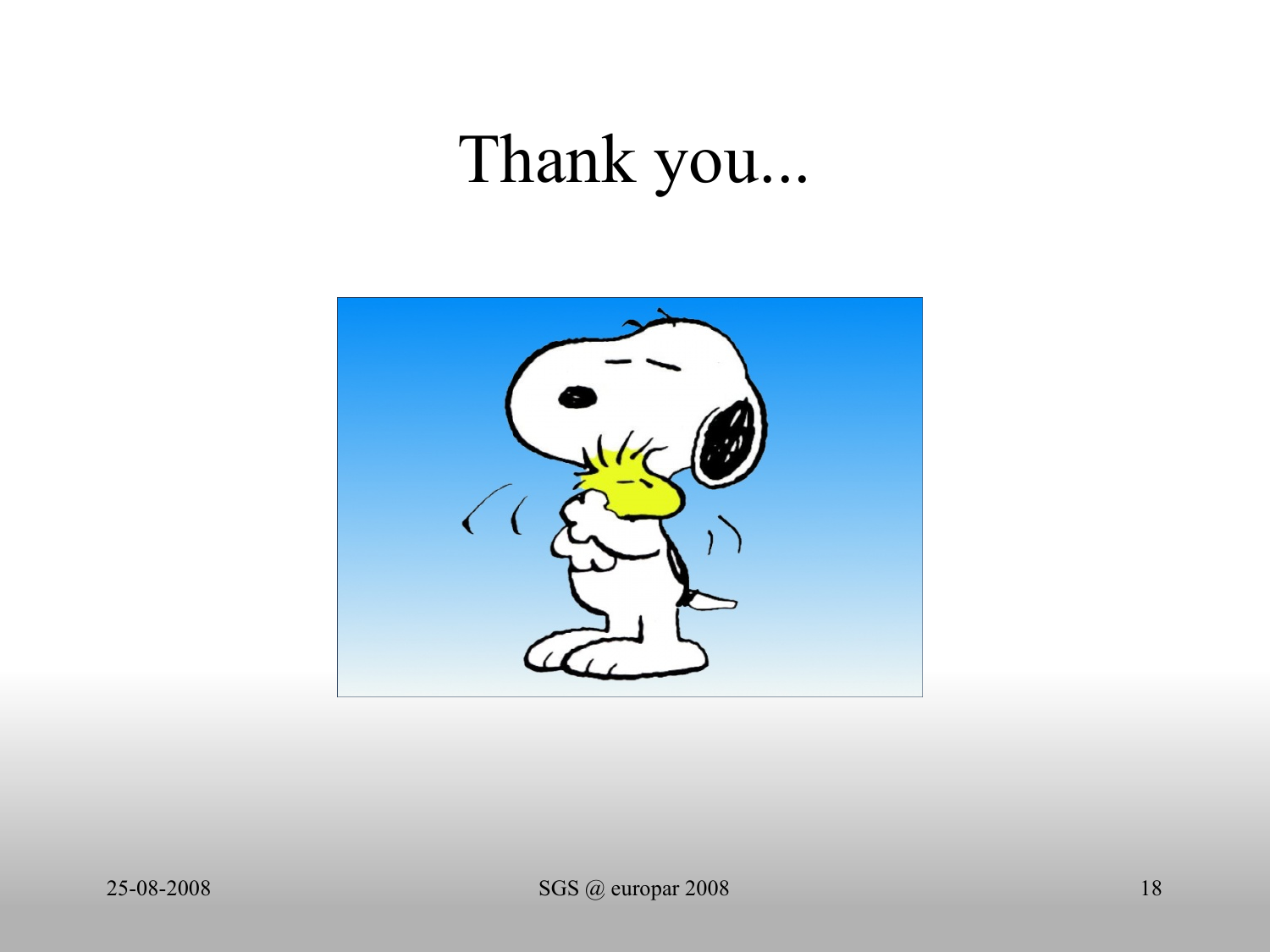# Thank you...